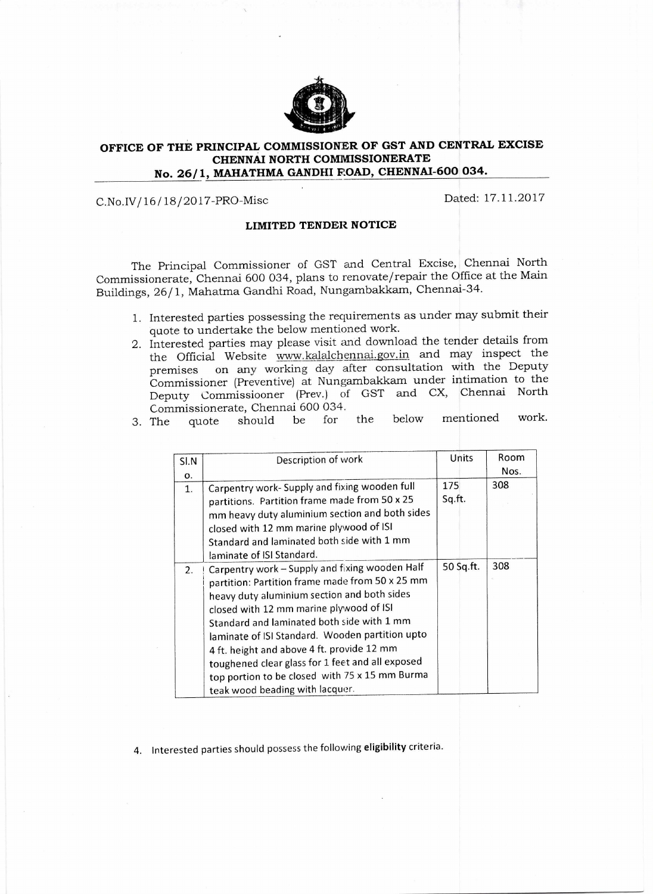# OFFICE OF THE PRINCIPAL COMMISSIONER OF GST AND CENTRAL EXCISE
## CHENNAI NORTH COMMISSIONERATE
## No. 26/1, MAHATHMA GANDHI ROAD, CHENNAI-600 034.

C.No.IV/16/18/2017-PRO-Misc

Dated: 17.11.2017

### LIMITED TENDER NOTICE

The Principal Commissioner of GST and Central Excise, Chennai North Commissionerate, Chennai 600 034, plans to renovate/repair the Office at the Main Buildings, 26/1, Mahatma Gandhi Road, Nungambakkam, Chennai-34.

1. Interested parties possessing the requirements as under may submit their quote to undertake the below mentioned work.
2. Interested parties may please visit and download the tender details from the Official Website www.kalalchennai.gov.in and may inspect the premises on any working day after consultation with the Deputy Commissioner (Preventive) at Nungambakkam under intimation to the Deputy Commissiooner (Prev.) of GST and CX, Chennai North Commissionerate, Chennai 600 034.
3. The quote should be for the below mentioned work.

| Sl.No. | Description of work | Units | Room Nos. |
|---|---|---|---|
| 1. | Carpentry work- Supply and fixing wooden full partitions. Partition frame made from 50 x 25 mm heavy duty aluminium section and both sides closed with 12 mm marine plywood of ISI Standard and laminated both side with 1 mm laminate of ISI Standard. | 175 Sq.ft. | 308 |
| 2. | Carpentry work – Supply and fixing wooden Half partition: Partition frame made from 50 x 25 mm heavy duty aluminium section and both sides closed with 12 mm marine plywood of ISI Standard and laminated both side with 1 mm laminate of ISI Standard. Wooden partition upto 4 ft. height and above 4 ft. provide 12 mm toughened clear glass for 1 feet and all exposed top portion to be closed with 75 x 15 mm Burma teak wood beading with lacquer. | 50 Sq.ft. | 308 |

4. Interested parties should possess the following **eligibility** criteria.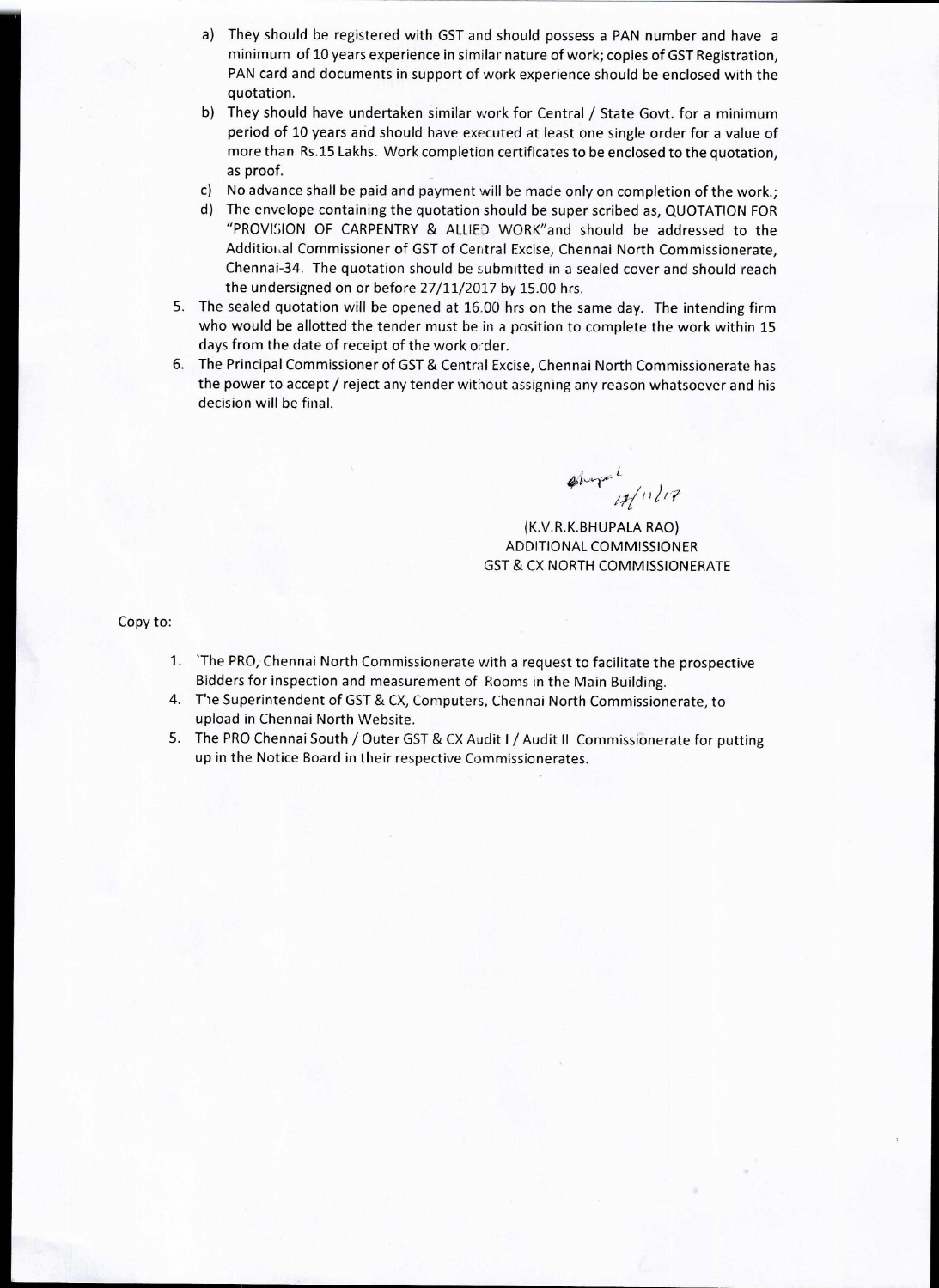a) They should be registered with GST and should possess a PAN number and have a minimum of 10 years experience in similar nature of work; copies of GST Registration, PAN card and documents in support of work experience should be enclosed with the quotation.

b) They should have undertaken similar work for Central / State Govt. for a minimum period of 10 years and should have executed at least one single order for a value of more than Rs.15 Lakhs. Work completion certificates to be enclosed to the quotation, as proof.

c) No advance shall be paid and payment will be made only on completion of the work.;

d) The envelope containing the quotation should be super scribed as, QUOTATION FOR "PROVISION OF CARPENTRY & ALLIED WORK"and should be addressed to the Additional Commissioner of GST of Central Excise, Chennai North Commissionerate, Chennai-34. The quotation should be submitted in a sealed cover and should reach the undersigned on or before 27/11/2017 by 15.00 hrs.

5. The sealed quotation will be opened at 16.00 hrs on the same day. The intending firm who would be allotted the tender must be in a position to complete the work within 15 days from the date of receipt of the work order.

6. The Principal Commissioner of GST & Central Excise, Chennai North Commissionerate has the power to accept / reject any tender without assigning any reason whatsoever and his decision will be final.

(K.V.R.K.BHUPALA RAO)
ADDITIONAL COMMISSIONER
GST & CX NORTH COMMISSIONERATE

Copy to:

1. 'The PRO, Chennai North Commissionerate with a request to facilitate the prospective Bidders for inspection and measurement of Rooms in the Main Building.
4. The Superintendent of GST & CX, Computers, Chennai North Commissionerate, to upload in Chennai North Website.
5. The PRO Chennai South / Outer GST & CX Audit I / Audit II Commissionerate for putting up in the Notice Board in their respective Commissionerates.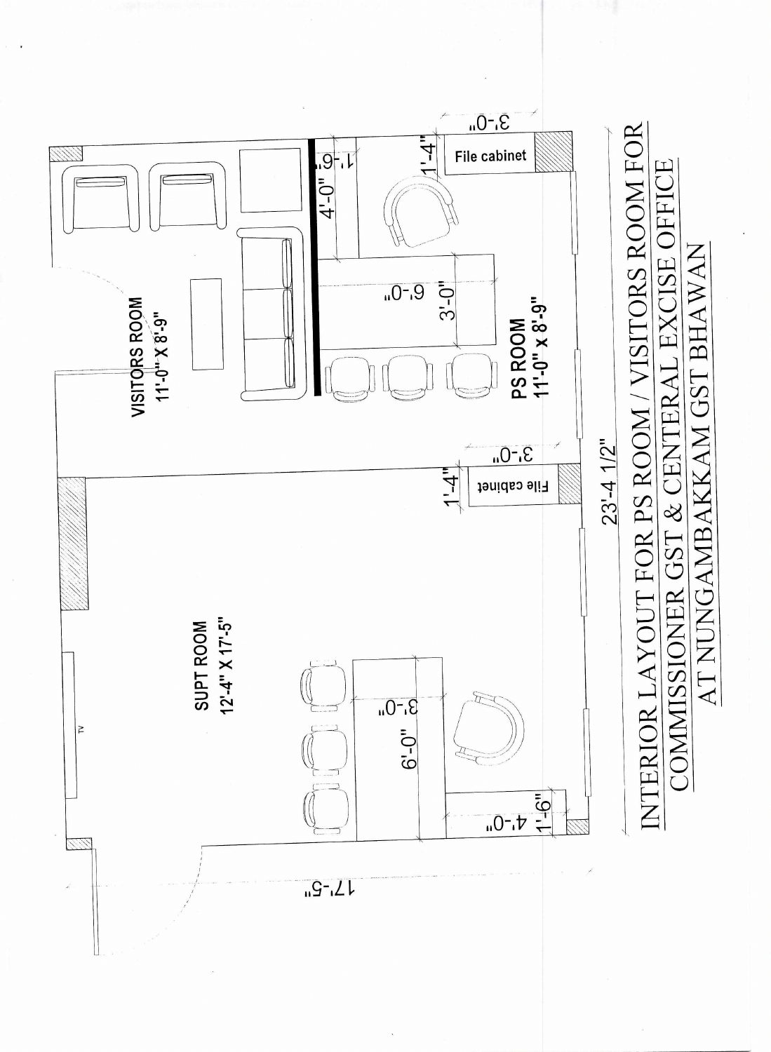VISITORS ROOM
11'-0" X 8'-9"

PS ROOM
11'-0" x 8'-9"

SUPT ROOM
12'-4" X 17'-5"

File cabinet

File cabinet

TV

3'-0"

1'-4"

4'-0"

1'-6"

6'-0"

3'-0"

3'-0"

1'-4"

3'-0"

6'-0"

4'-0"

1'-6"

17'-5"

23'-4 1/2"

# INTERIOR LAYOUT FOR PS ROOM / VISITORS ROOM FOR COMMISSIONER GST & CENTERAL EXCISE OFFICE AT NUNGAMBAKKAM GST BHAWAN